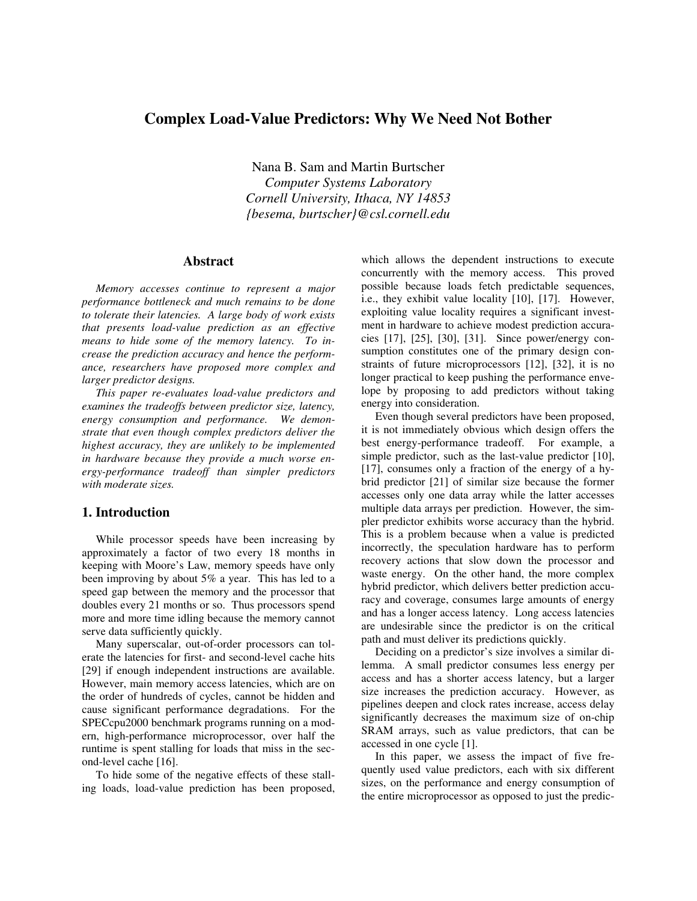# Complex Load-Value Predictors: Why We Need Not Bother

Nana B. Sam and Martin Burtscher
*Computer Systems Laboratory*
*Cornell University, Ithaca, NY 14853*
*{besema, burtscher}@csl.cornell.edu*

## Abstract

*Memory accesses continue to represent a major performance bottleneck and much remains to be done to tolerate their latencies. A large body of work exists that presents load-value prediction as an effective means to hide some of the memory latency. To increase the prediction accuracy and hence the performance, researchers have proposed more complex and larger predictor designs.*

*This paper re-evaluates load-value predictors and examines the tradeoffs between predictor size, latency, energy consumption and performance. We demonstrate that even though complex predictors deliver the highest accuracy, they are unlikely to be implemented in hardware because they provide a much worse energy-performance tradeoff than simpler predictors with moderate sizes.*

## 1. Introduction

While processor speeds have been increasing by approximately a factor of two every 18 months in keeping with Moore's Law, memory speeds have only been improving by about 5% a year. This has led to a speed gap between the memory and the processor that doubles every 21 months or so. Thus processors spend more and more time idling because the memory cannot serve data sufficiently quickly.

Many superscalar, out-of-order processors can tolerate the latencies for first- and second-level cache hits [29] if enough independent instructions are available. However, main memory access latencies, which are on the order of hundreds of cycles, cannot be hidden and cause significant performance degradations. For the SPECcpu2000 benchmark programs running on a modern, high-performance microprocessor, over half the runtime is spent stalling for loads that miss in the second-level cache [16].

To hide some of the negative effects of these stalling loads, load-value prediction has been proposed, which allows the dependent instructions to execute concurrently with the memory access. This proved possible because loads fetch predictable sequences, i.e., they exhibit value locality [10], [17]. However, exploiting value locality requires a significant investment in hardware to achieve modest prediction accuracies [17], [25], [30], [31]. Since power/energy consumption constitutes one of the primary design constraints of future microprocessors [12], [32], it is no longer practical to keep pushing the performance envelope by proposing to add predictors without taking energy into consideration.

Even though several predictors have been proposed, it is not immediately obvious which design offers the best energy-performance tradeoff. For example, a simple predictor, such as the last-value predictor [10], [17], consumes only a fraction of the energy of a hybrid predictor [21] of similar size because the former accesses only one data array while the latter accesses multiple data arrays per prediction. However, the simpler predictor exhibits worse accuracy than the hybrid. This is a problem because when a value is predicted incorrectly, the speculation hardware has to perform recovery actions that slow down the processor and waste energy. On the other hand, the more complex hybrid predictor, which delivers better prediction accuracy and coverage, consumes large amounts of energy and has a longer access latency. Long access latencies are undesirable since the predictor is on the critical path and must deliver its predictions quickly.

Deciding on a predictor's size involves a similar dilemma. A small predictor consumes less energy per access and has a shorter access latency, but a larger size increases the prediction accuracy. However, as pipelines deepen and clock rates increase, access delay significantly decreases the maximum size of on-chip SRAM arrays, such as value predictors, that can be accessed in one cycle [1].

In this paper, we assess the impact of five frequently used value predictors, each with six different sizes, on the performance and energy consumption of the entire microprocessor as opposed to just the predic-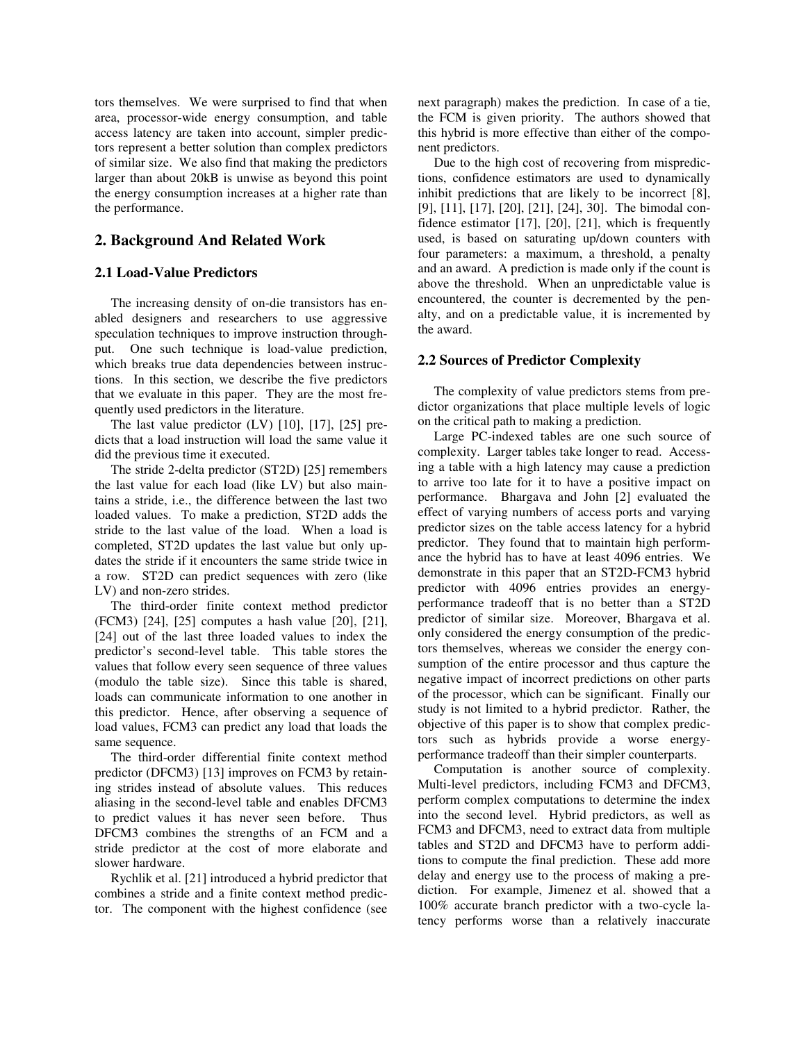tors themselves. We were surprised to find that when area, processor-wide energy consumption, and table access latency are taken into account, simpler predictors represent a better solution than complex predictors of similar size. We also find that making the predictors larger than about 20kB is unwise as beyond this point the energy consumption increases at a higher rate than the performance.

## 2. Background And Related Work

### 2.1 Load-Value Predictors

The increasing density of on-die transistors has enabled designers and researchers to use aggressive speculation techniques to improve instruction throughput. One such technique is load-value prediction, which breaks true data dependencies between instructions. In this section, we describe the five predictors that we evaluate in this paper. They are the most frequently used predictors in the literature.

The last value predictor (LV) [10], [17], [25] predicts that a load instruction will load the same value it did the previous time it executed.

The stride 2-delta predictor (ST2D) [25] remembers the last value for each load (like LV) but also maintains a stride, i.e., the difference between the last two loaded values. To make a prediction, ST2D adds the stride to the last value of the load. When a load is completed, ST2D updates the last value but only updates the stride if it encounters the same stride twice in a row. ST2D can predict sequences with zero (like LV) and non-zero strides.

The third-order finite context method predictor (FCM3) [24], [25] computes a hash value [20], [21], [24] out of the last three loaded values to index the predictor's second-level table. This table stores the values that follow every seen sequence of three values (modulo the table size). Since this table is shared, loads can communicate information to one another in this predictor. Hence, after observing a sequence of load values, FCM3 can predict any load that loads the same sequence.

The third-order differential finite context method predictor (DFCM3) [13] improves on FCM3 by retaining strides instead of absolute values. This reduces aliasing in the second-level table and enables DFCM3 to predict values it has never seen before. Thus DFCM3 combines the strengths of an FCM and a stride predictor at the cost of more elaborate and slower hardware.

Rychlik et al. [21] introduced a hybrid predictor that combines a stride and a finite context method predictor. The component with the highest confidence (see next paragraph) makes the prediction. In case of a tie, the FCM is given priority. The authors showed that this hybrid is more effective than either of the component predictors.

Due to the high cost of recovering from mispredictions, confidence estimators are used to dynamically inhibit predictions that are likely to be incorrect [8], [9], [11], [17], [20], [21], [24], 30]. The bimodal confidence estimator [17], [20], [21], which is frequently used, is based on saturating up/down counters with four parameters: a maximum, a threshold, a penalty and an award. A prediction is made only if the count is above the threshold. When an unpredictable value is encountered, the counter is decremented by the penalty, and on a predictable value, it is incremented by the award.

### 2.2 Sources of Predictor Complexity

The complexity of value predictors stems from predictor organizations that place multiple levels of logic on the critical path to making a prediction.

Large PC-indexed tables are one such source of complexity. Larger tables take longer to read. Accessing a table with a high latency may cause a prediction to arrive too late for it to have a positive impact on performance. Bhargava and John [2] evaluated the effect of varying numbers of access ports and varying predictor sizes on the table access latency for a hybrid predictor. They found that to maintain high performance the hybrid has to have at least 4096 entries. We demonstrate in this paper that an ST2D-FCM3 hybrid predictor with 4096 entries provides an energy-performance tradeoff that is no better than a ST2D predictor of similar size. Moreover, Bhargava et al. only considered the energy consumption of the predictors themselves, whereas we consider the energy consumption of the entire processor and thus capture the negative impact of incorrect predictions on other parts of the processor, which can be significant. Finally our study is not limited to a hybrid predictor. Rather, the objective of this paper is to show that complex predictors such as hybrids provide a worse energy-performance tradeoff than their simpler counterparts.

Computation is another source of complexity. Multi-level predictors, including FCM3 and DFCM3, perform complex computations to determine the index into the second level. Hybrid predictors, as well as FCM3 and DFCM3, need to extract data from multiple tables and ST2D and DFCM3 have to perform additions to compute the final prediction. These add more delay and energy use to the process of making a prediction. For example, Jimenez et al. showed that a 100% accurate branch predictor with a two-cycle latency performs worse than a relatively inaccurate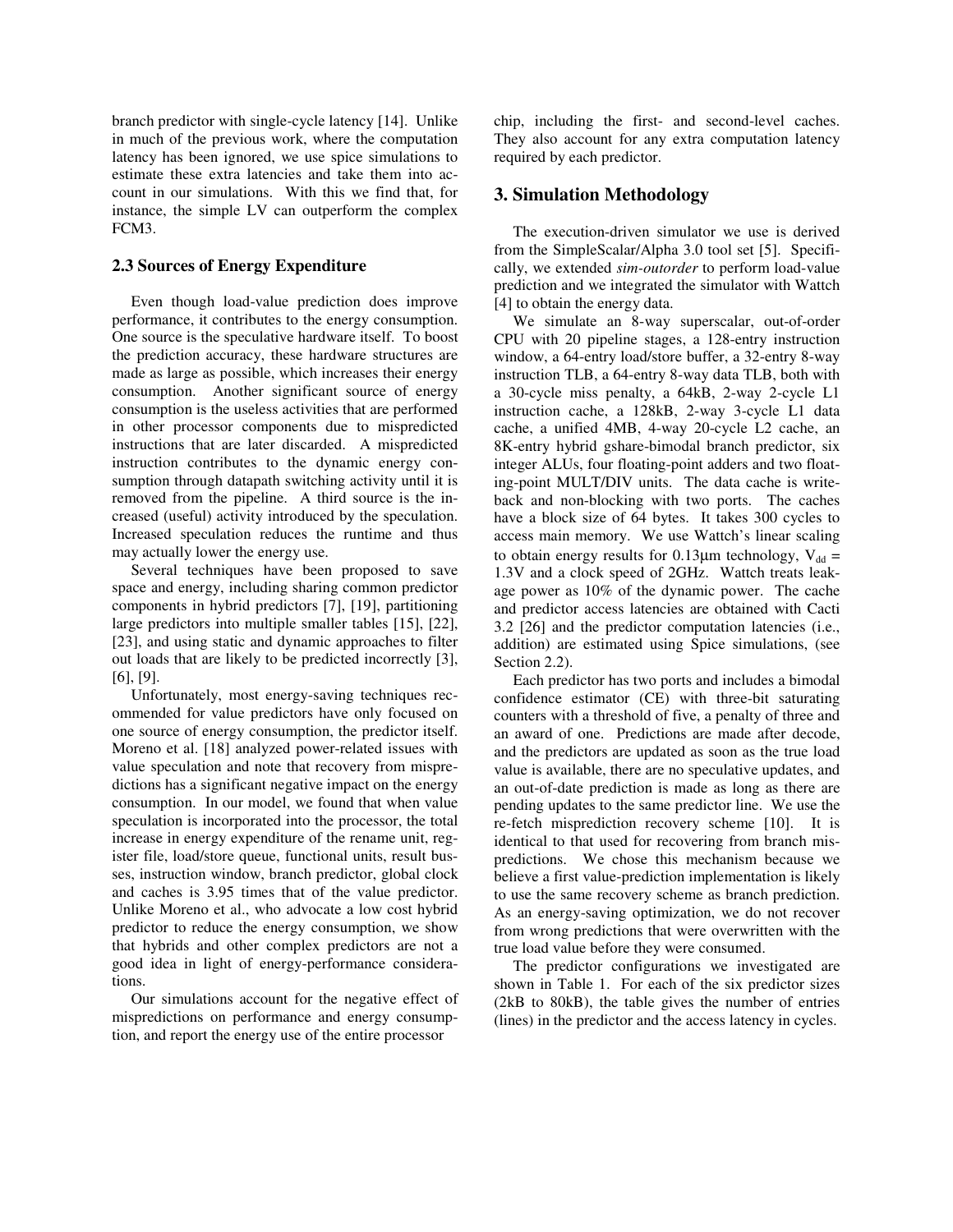branch predictor with single-cycle latency [14]. Unlike in much of the previous work, where the computation latency has been ignored, we use spice simulations to estimate these extra latencies and take them into account in our simulations. With this we find that, for instance, the simple LV can outperform the complex FCM3.

### 2.3 Sources of Energy Expenditure

Even though load-value prediction does improve performance, it contributes to the energy consumption. One source is the speculative hardware itself. To boost the prediction accuracy, these hardware structures are made as large as possible, which increases their energy consumption. Another significant source of energy consumption is the useless activities that are performed in other processor components due to mispredicted instructions that are later discarded. A mispredicted instruction contributes to the dynamic energy consumption through datapath switching activity until it is removed from the pipeline. A third source is the increased (useful) activity introduced by the speculation. Increased speculation reduces the runtime and thus may actually lower the energy use.

Several techniques have been proposed to save space and energy, including sharing common predictor components in hybrid predictors [7], [19], partitioning large predictors into multiple smaller tables [15], [22], [23], and using static and dynamic approaches to filter out loads that are likely to be predicted incorrectly [3], [6], [9].

Unfortunately, most energy-saving techniques recommended for value predictors have only focused on one source of energy consumption, the predictor itself. Moreno et al. [18] analyzed power-related issues with value speculation and note that recovery from mispredictions has a significant negative impact on the energy consumption. In our model, we found that when value speculation is incorporated into the processor, the total increase in energy expenditure of the rename unit, register file, load/store queue, functional units, result busses, instruction window, branch predictor, global clock and caches is 3.95 times that of the value predictor. Unlike Moreno et al., who advocate a low cost hybrid predictor to reduce the energy consumption, we show that hybrids and other complex predictors are not a good idea in light of energy-performance considerations.

Our simulations account for the negative effect of mispredictions on performance and energy consumption, and report the energy use of the entire processor chip, including the first- and second-level caches. They also account for any extra computation latency required by each predictor.

## 3. Simulation Methodology

The execution-driven simulator we use is derived from the SimpleScalar/Alpha 3.0 tool set [5]. Specifically, we extended *sim-outorder* to perform load-value prediction and we integrated the simulator with Wattch [4] to obtain the energy data.

We simulate an 8-way superscalar, out-of-order CPU with 20 pipeline stages, a 128-entry instruction window, a 64-entry load/store buffer, a 32-entry 8-way instruction TLB, a 64-entry 8-way data TLB, both with a 30-cycle miss penalty, a 64kB, 2-way 2-cycle L1 instruction cache, a 128kB, 2-way 3-cycle L1 data cache, a unified 4MB, 4-way 20-cycle L2 cache, an 8K-entry hybrid gshare-bimodal branch predictor, six integer ALUs, four floating-point adders and two floating-point MULT/DIV units. The data cache is write-back and non-blocking with two ports. The caches have a block size of 64 bytes. It takes 300 cycles to access main memory. We use Wattch's linear scaling to obtain energy results for 0.13µm technology, $V_{dd}$ = 1.3V and a clock speed of 2GHz. Wattch treats leakage power as 10% of the dynamic power. The cache and predictor access latencies are obtained with Cacti 3.2 [26] and the predictor computation latencies (i.e., addition) are estimated using Spice simulations, (see Section 2.2).

Each predictor has two ports and includes a bimodal confidence estimator (CE) with three-bit saturating counters with a threshold of five, a penalty of three and an award of one. Predictions are made after decode, and the predictors are updated as soon as the true load value is available, there are no speculative updates, and an out-of-date prediction is made as long as there are pending updates to the same predictor line. We use the re-fetch misprediction recovery scheme [10]. It is identical to that used for recovering from branch mispredictions. We chose this mechanism because we believe a first value-prediction implementation is likely to use the same recovery scheme as branch prediction. As an energy-saving optimization, we do not recover from wrong predictions that were overwritten with the true load value before they were consumed.

The predictor configurations we investigated are shown in Table 1. For each of the six predictor sizes (2kB to 80kB), the table gives the number of entries (lines) in the predictor and the access latency in cycles.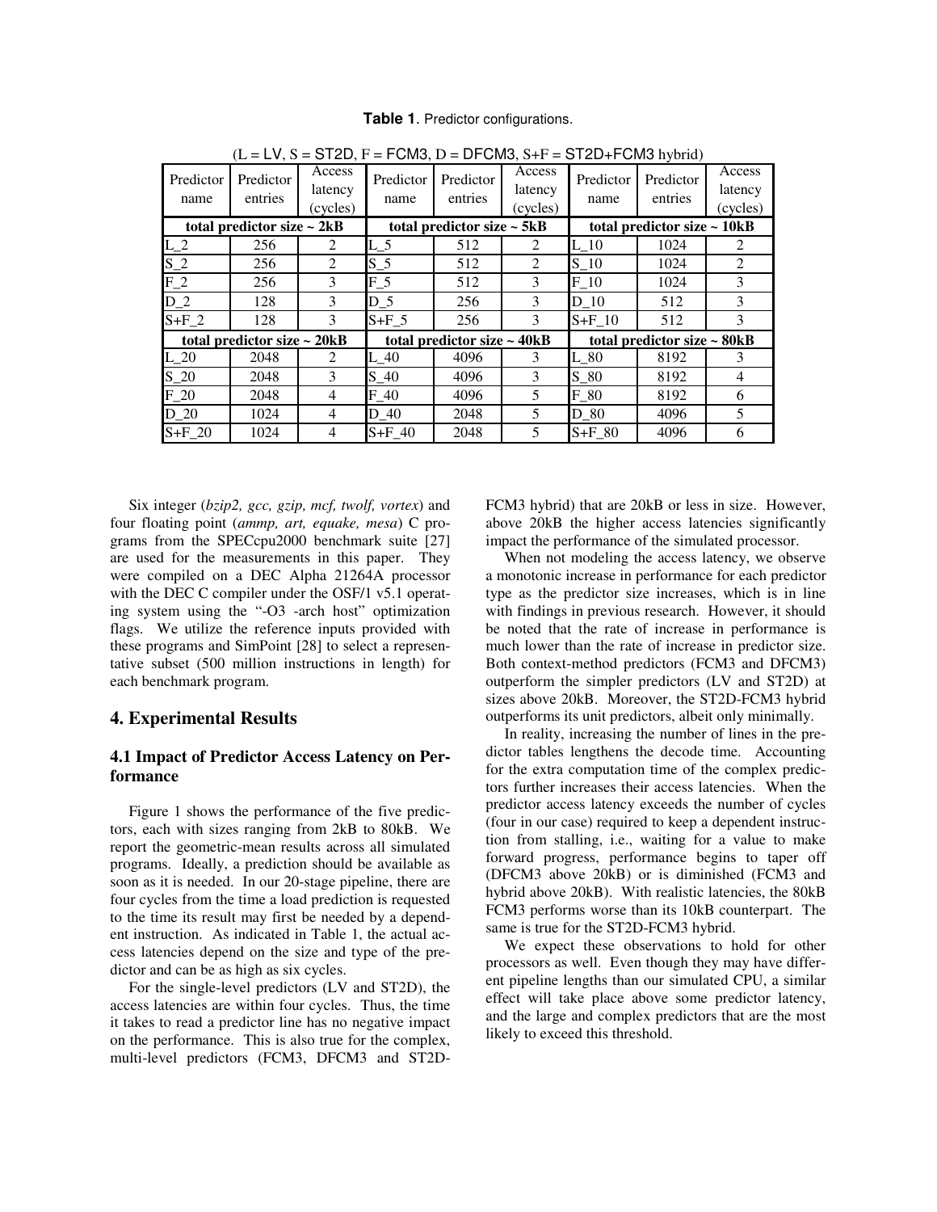**Table 1**. Predictor configurations.

(L = LV, S = ST2D, F = FCM3, D = DFCM3, S+F = ST2D+FCM3 hybrid)

| Predictor name | Predictor entries | Access latency (cycles) | Predictor name | Predictor entries | Access latency (cycles) | Predictor name | Predictor entries | Access latency (cycles) |
|---|---|---|---|---|---|---|---|---|
| **total predictor size ~ 2kB** | | | **total predictor size ~ 5kB** | | | **total predictor size ~ 10kB** | | |
| L_2 | 256 | 2 | L_5 | 512 | 2 | L_10 | 1024 | 2 |
| S_2 | 256 | 2 | S_5 | 512 | 2 | S_10 | 1024 | 2 |
| F_2 | 256 | 3 | F_5 | 512 | 3 | F_10 | 1024 | 3 |
| D_2 | 128 | 3 | D_5 | 256 | 3 | D_10 | 512 | 3 |
| S+F_2 | 128 | 3 | S+F_5 | 256 | 3 | S+F_10 | 512 | 3 |
| **total predictor size ~ 20kB** | | | **total predictor size ~ 40kB** | | | **total predictor size ~ 80kB** | | |
| L_20 | 2048 | 2 | L_40 | 4096 | 3 | L_80 | 8192 | 3 |
| S_20 | 2048 | 3 | S_40 | 4096 | 3 | S_80 | 8192 | 4 |
| F_20 | 2048 | 4 | F_40 | 4096 | 5 | F_80 | 8192 | 6 |
| D_20 | 1024 | 4 | D_40 | 2048 | 5 | D_80 | 4096 | 5 |
| S+F_20 | 1024 | 4 | S+F_40 | 2048 | 5 | S+F_80 | 4096 | 6 |

Six integer (*bzip2, gcc, gzip, mcf, twolf, vortex*) and four floating point (*ammp, art, equake, mesa*) C programs from the SPECcpu2000 benchmark suite [27] are used for the measurements in this paper. They were compiled on a DEC Alpha 21264A processor with the DEC C compiler under the OSF/1 v5.1 operating system using the "-O3 -arch host" optimization flags. We utilize the reference inputs provided with these programs and SimPoint [28] to select a representative subset (500 million instructions in length) for each benchmark program.

## 4. Experimental Results

### 4.1 Impact of Predictor Access Latency on Performance

Figure 1 shows the performance of the five predictors, each with sizes ranging from 2kB to 80kB. We report the geometric-mean results across all simulated programs. Ideally, a prediction should be available as soon as it is needed. In our 20-stage pipeline, there are four cycles from the time a load prediction is requested to the time its result may first be needed by a dependent instruction. As indicated in Table 1, the actual access latencies depend on the size and type of the predictor and can be as high as six cycles.

For the single-level predictors (LV and ST2D), the access latencies are within four cycles. Thus, the time it takes to read a predictor line has no negative impact on the performance. This is also true for the complex, multi-level predictors (FCM3, DFCM3 and ST2D-FCM3 hybrid) that are 20kB or less in size. However, above 20kB the higher access latencies significantly impact the performance of the simulated processor.

When not modeling the access latency, we observe a monotonic increase in performance for each predictor type as the predictor size increases, which is in line with findings in previous research. However, it should be noted that the rate of increase in performance is much lower than the rate of increase in predictor size. Both context-method predictors (FCM3 and DFCM3) outperform the simpler predictors (LV and ST2D) at sizes above 20kB. Moreover, the ST2D-FCM3 hybrid outperforms its unit predictors, albeit only minimally.

In reality, increasing the number of lines in the predictor tables lengthens the decode time. Accounting for the extra computation time of the complex predictors further increases their access latencies. When the predictor access latency exceeds the number of cycles (four in our case) required to keep a dependent instruction from stalling, i.e., waiting for a value to make forward progress, performance begins to taper off (DFCM3 above 20kB) or is diminished (FCM3 and hybrid above 20kB). With realistic latencies, the 80kB FCM3 performs worse than its 10kB counterpart. The same is true for the ST2D-FCM3 hybrid.

We expect these observations to hold for other processors as well. Even though they may have different pipeline lengths than our simulated CPU, a similar effect will take place above some predictor latency, and the large and complex predictors that are the most likely to exceed this threshold.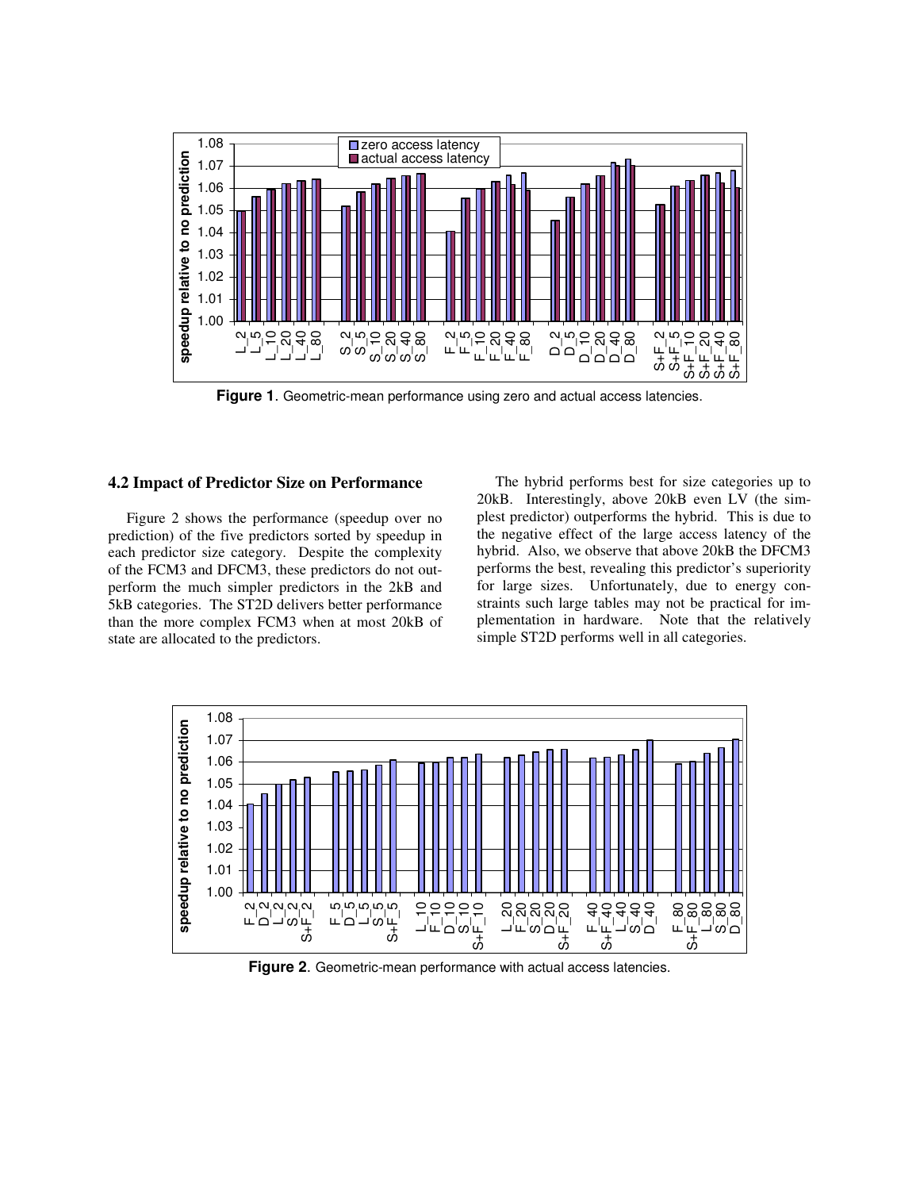**Figure 1**. Geometric-mean performance using zero and actual access latencies.

## 4.2 Impact of Predictor Size on Performance

Figure 2 shows the performance (speedup over no prediction) of the five predictors sorted by speedup in each predictor size category. Despite the complexity of the FCM3 and DFCM3, these predictors do not outperform the much simpler predictors in the 2kB and 5kB categories. The ST2D delivers better performance than the more complex FCM3 when at most 20kB of state are allocated to the predictors.

The hybrid performs best for size categories up to 20kB. Interestingly, above 20kB even LV (the simplest predictor) outperforms the hybrid. This is due to the negative effect of the large access latency of the hybrid. Also, we observe that above 20kB the DFCM3 performs the best, revealing this predictor's superiority for large sizes. Unfortunately, due to energy constraints such large tables may not be practical for implementation in hardware. Note that the relatively simple ST2D performs well in all categories.

**Figure 2**. Geometric-mean performance with actual access latencies.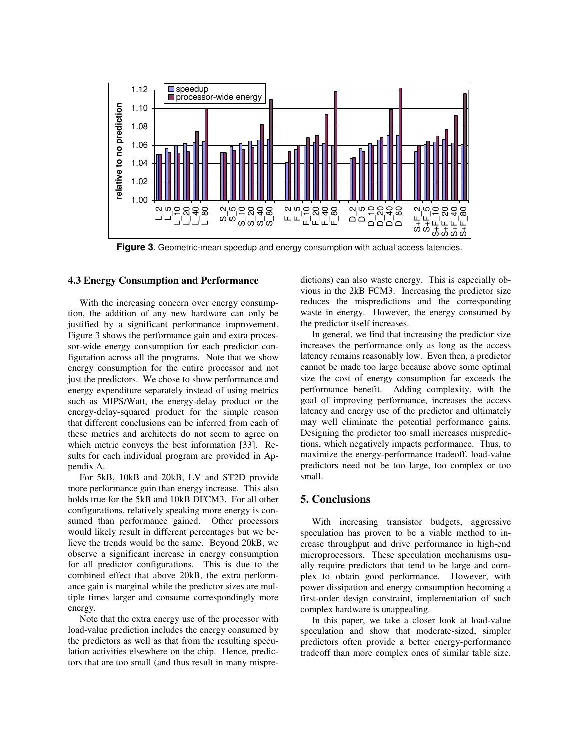**Figure 3**. Geometric-mean speedup and energy consumption with actual access latencies.

### 4.3 Energy Consumption and Performance

With the increasing concern over energy consumption, the addition of any new hardware can only be justified by a significant performance improvement. Figure 3 shows the performance gain and extra processor-wide energy consumption for each predictor configuration across all the programs. Note that we show energy consumption for the entire processor and not just the predictors. We chose to show performance and energy expenditure separately instead of using metrics such as MIPS/Watt, the energy-delay product or the energy-delay-squared product for the simple reason that different conclusions can be inferred from each of these metrics and architects do not seem to agree on which metric conveys the best information [33]. Results for each individual program are provided in Appendix A.

For 5kB, 10kB and 20kB, LV and ST2D provide more performance gain than energy increase. This also holds true for the 5kB and 10kB DFCM3. For all other configurations, relatively speaking more energy is consumed than performance gained. Other processors would likely result in different percentages but we believe the trends would be the same. Beyond 20kB, we observe a significant increase in energy consumption for all predictor configurations. This is due to the combined effect that above 20kB, the extra performance gain is marginal while the predictor sizes are multiple times larger and consume correspondingly more energy.

Note that the extra energy use of the processor with load-value prediction includes the energy consumed by the predictors as well as that from the resulting speculation activities elsewhere on the chip. Hence, predictors that are too small (and thus result in many mispredictions) can also waste energy. This is especially obvious in the 2kB FCM3. Increasing the predictor size reduces the mispredictions and the corresponding waste in energy. However, the energy consumed by the predictor itself increases.

In general, we find that increasing the predictor size increases the performance only as long as the access latency remains reasonably low. Even then, a predictor cannot be made too large because above some optimal size the cost of energy consumption far exceeds the performance benefit. Adding complexity, with the goal of improving performance, increases the access latency and energy use of the predictor and ultimately may well eliminate the potential performance gains. Designing the predictor too small increases mispredictions, which negatively impacts performance. Thus, to maximize the energy-performance tradeoff, load-value predictors need not be too large, too complex or too small.

## 5. Conclusions

With increasing transistor budgets, aggressive speculation has proven to be a viable method to increase throughput and drive performance in high-end microprocessors. These speculation mechanisms usually require predictors that tend to be large and complex to obtain good performance. However, with power dissipation and energy consumption becoming a first-order design constraint, implementation of such complex hardware is unappealing.

In this paper, we take a closer look at load-value speculation and show that moderate-sized, simpler predictors often provide a better energy-performance tradeoff than more complex ones of similar table size.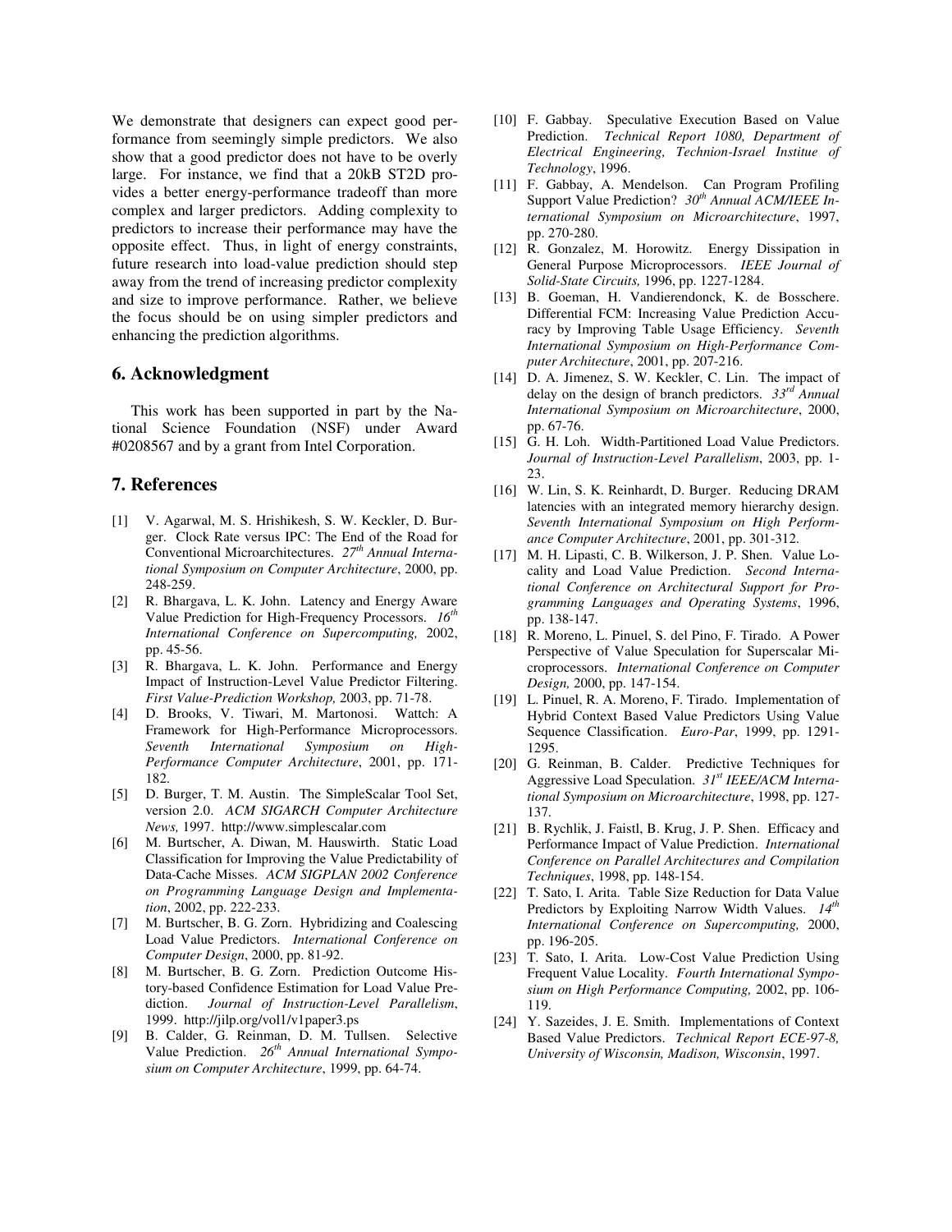We demonstrate that designers can expect good performance from seemingly simple predictors. We also show that a good predictor does not have to be overly large. For instance, we find that a 20kB ST2D provides a better energy-performance tradeoff than more complex and larger predictors. Adding complexity to predictors to increase their performance may have the opposite effect. Thus, in light of energy constraints, future research into load-value prediction should step away from the trend of increasing predictor complexity and size to improve performance. Rather, we believe the focus should be on using simpler predictors and enhancing the prediction algorithms.

## 6. Acknowledgment

This work has been supported in part by the National Science Foundation (NSF) under Award #0208567 and by a grant from Intel Corporation.

## 7. References

[1] V. Agarwal, M. S. Hrishikesh, S. W. Keckler, D. Burger. Clock Rate versus IPC: The End of the Road for Conventional Microarchitectures. *27th Annual International Symposium on Computer Architecture*, 2000, pp. 248-259.

[2] R. Bhargava, L. K. John. Latency and Energy Aware Value Prediction for High-Frequency Processors. *16th International Conference on Supercomputing,* 2002, pp. 45-56.

[3] R. Bhargava, L. K. John. Performance and Energy Impact of Instruction-Level Value Predictor Filtering. *First Value-Prediction Workshop,* 2003, pp. 71-78.

[4] D. Brooks, V. Tiwari, M. Martonosi. Wattch: A Framework for High-Performance Microprocessors. *Seventh International Symposium on High-Performance Computer Architecture*, 2001, pp. 171-182.

[5] D. Burger, T. M. Austin. The SimpleScalar Tool Set, version 2.0. *ACM SIGARCH Computer Architecture News,* 1997. http://www.simplescalar.com

[6] M. Burtscher, A. Diwan, M. Hauswirth. Static Load Classification for Improving the Value Predictability of Data-Cache Misses. *ACM SIGPLAN 2002 Conference on Programming Language Design and Implementation*, 2002, pp. 222-233.

[7] M. Burtscher, B. G. Zorn. Hybridizing and Coalescing Load Value Predictors. *International Conference on Computer Design*, 2000, pp. 81-92.

[8] M. Burtscher, B. G. Zorn. Prediction Outcome History-based Confidence Estimation for Load Value Prediction. *Journal of Instruction-Level Parallelism*, 1999. http://jilp.org/vol1/v1paper3.ps

[9] B. Calder, G. Reinman, D. M. Tullsen. Selective Value Prediction. *26th Annual International Symposium on Computer Architecture*, 1999, pp. 64-74.

[10] F. Gabbay. Speculative Execution Based on Value Prediction. *Technical Report 1080, Department of Electrical Engineering, Technion-Israel Institue of Technology*, 1996.

[11] F. Gabbay, A. Mendelson. Can Program Profiling Support Value Prediction? *30th Annual ACM/IEEE International Symposium on Microarchitecture*, 1997, pp. 270-280.

[12] R. Gonzalez, M. Horowitz. Energy Dissipation in General Purpose Microprocessors. *IEEE Journal of Solid-State Circuits,* 1996, pp. 1227-1284.

[13] B. Goeman, H. Vandierendonck, K. de Bosschere. Differential FCM: Increasing Value Prediction Accuracy by Improving Table Usage Efficiency. *Seventh International Symposium on High-Performance Computer Architecture*, 2001, pp. 207-216.

[14] D. A. Jimenez, S. W. Keckler, C. Lin. The impact of delay on the design of branch predictors. *33rd Annual International Symposium on Microarchitecture*, 2000, pp. 67-76.

[15] G. H. Loh. Width-Partitioned Load Value Predictors. *Journal of Instruction-Level Parallelism*, 2003, pp. 1-23.

[16] W. Lin, S. K. Reinhardt, D. Burger. Reducing DRAM latencies with an integrated memory hierarchy design. *Seventh International Symposium on High Performance Computer Architecture*, 2001, pp. 301-312.

[17] M. H. Lipasti, C. B. Wilkerson, J. P. Shen. Value Locality and Load Value Prediction. *Second International Conference on Architectural Support for Programming Languages and Operating Systems*, 1996, pp. 138-147.

[18] R. Moreno, L. Pinuel, S. del Pino, F. Tirado. A Power Perspective of Value Speculation for Superscalar Microprocessors. *International Conference on Computer Design,* 2000, pp. 147-154.

[19] L. Pinuel, R. A. Moreno, F. Tirado. Implementation of Hybrid Context Based Value Predictors Using Value Sequence Classification. *Euro-Par*, 1999, pp. 1291-1295.

[20] G. Reinman, B. Calder. Predictive Techniques for Aggressive Load Speculation. *31st IEEE/ACM International Symposium on Microarchitecture*, 1998, pp. 127-137.

[21] B. Rychlik, J. Faistl, B. Krug, J. P. Shen. Efficacy and Performance Impact of Value Prediction. *International Conference on Parallel Architectures and Compilation Techniques*, 1998, pp. 148-154.

[22] T. Sato, I. Arita. Table Size Reduction for Data Value Predictors by Exploiting Narrow Width Values. *14th International Conference on Supercomputing,* 2000, pp. 196-205.

[23] T. Sato, I. Arita. Low-Cost Value Prediction Using Frequent Value Locality. *Fourth International Symposium on High Performance Computing,* 2002, pp. 106-119.

[24] Y. Sazeides, J. E. Smith. Implementations of Context Based Value Predictors. *Technical Report ECE-97-8, University of Wisconsin, Madison, Wisconsin*, 1997.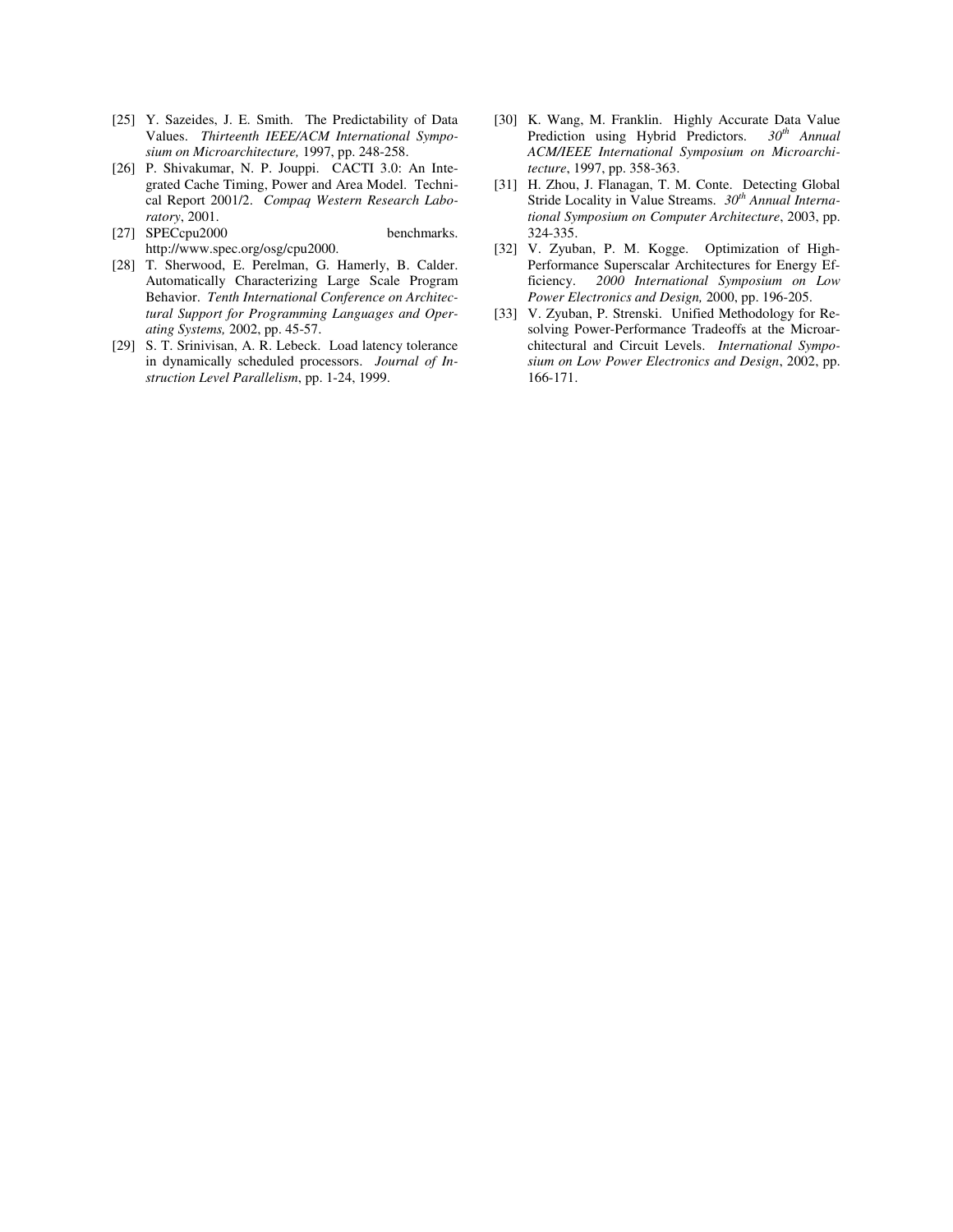[25] Y. Sazeides, J. E. Smith. The Predictability of Data Values. *Thirteenth IEEE/ACM International Symposium on Microarchitecture,* 1997, pp. 248-258.

[26] P. Shivakumar, N. P. Jouppi. CACTI 3.0: An Integrated Cache Timing, Power and Area Model. Technical Report 2001/2. *Compaq Western Research Laboratory*, 2001.

[27] SPECcpu2000 benchmarks. http://www.spec.org/osg/cpu2000.

[28] T. Sherwood, E. Perelman, G. Hamerly, B. Calder. Automatically Characterizing Large Scale Program Behavior. *Tenth International Conference on Architectural Support for Programming Languages and Operating Systems,* 2002, pp. 45-57.

[29] S. T. Srinivisan, A. R. Lebeck. Load latency tolerance in dynamically scheduled processors. *Journal of Instruction Level Parallelism*, pp. 1-24, 1999.

[30] K. Wang, M. Franklin. Highly Accurate Data Value Prediction using Hybrid Predictors. *30th Annual ACM/IEEE International Symposium on Microarchitecture*, 1997, pp. 358-363.

[31] H. Zhou, J. Flanagan, T. M. Conte. Detecting Global Stride Locality in Value Streams. *30th Annual International Symposium on Computer Architecture*, 2003, pp. 324-335.

[32] V. Zyuban, P. M. Kogge. Optimization of High-Performance Superscalar Architectures for Energy Efficiency. *2000 International Symposium on Low Power Electronics and Design,* 2000, pp. 196-205.

[33] V. Zyuban, P. Strenski. Unified Methodology for Resolving Power-Performance Tradeoffs at the Microarchitectural and Circuit Levels. *International Symposium on Low Power Electronics and Design*, 2002, pp. 166-171.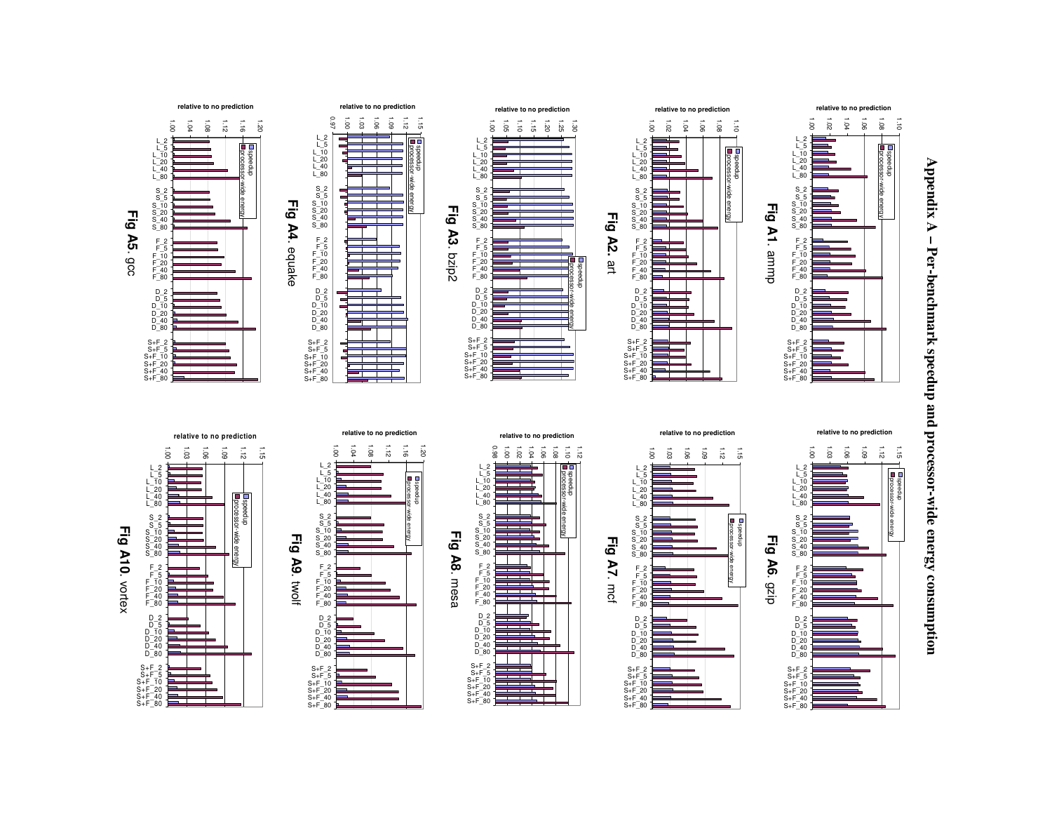# Appendix A – Per-benchmark speedup and processor-wide energy consumption

relative to no prediction

1.00 1.02 1.04 1.06 1.08 1.10

speedup
processor-wide energy

L_2 L_5 L_10 L_20 L_40 L_80 S_2 S_5 S_10 S_20 S_40 S_80 F_2 F_5 F_10 F_20 F_40 F_80 D_2 D_5 D_10 D_20 D_40 D_80 S+F_2 S+F_5 S+F_10 S+F_20 S+F_40 S+F_80

**Fig A1**. ammp

relative to no prediction

1.00 1.02 1.04 1.06 1.08 1.10

speedup
processor-wide energy

L_2 L_5 L_10 L_20 L_40 L_80 S_2 S_5 S_10 S_20 S_40 S_80 F_2 F_5 F_10 F_20 F_40 F_80 D_2 D_5 D_10 D_20 D_40 D_80 S+F_2 S+F_5 S+F_10 S+F_20 S+F_40 S+F_80

**Fig A2**. art

relative to no prediction

1.00 1.05 1.10 1.15 1.20 1.25 1.30

speedup
processor-wide energy

L_2 L_5 L_10 L_20 L_40 L_80 S_2 S_5 S_10 S_20 S_40 S_80 F_2 F_5 F_10 F_20 F_40 F_80 D_2 D_5 D_10 D_20 D_40 D_80 S+F_2 S+F_5 S+F_10 S+F_20 S+F_40 S+F_80

**Fig A3**. bzip2

relative to no prediction

0.97 1.00 1.03 1.06 1.09 1.12 1.15

speedup
processor-wide energy

L_2 L_5 L_10 L_20 L_40 L_80 S_2 S_5 S_10 S_20 S_40 S_80 F_2 F_5 F_10 F_20 F_40 F_80 D_2 D_5 D_10 D_20 D_40 D_80 S+F_2 S+F_5 S+F_10 S+F_20 S+F_40 S+F_80

**Fig A4**. equake

relative to no prediction

1.00 1.04 1.08 1.12 1.16 1.20

speedup
processor-wide energy

L_2 L_5 L_10 L_20 L_40 L_80 S_2 S_5 S_10 S_20 S_40 S_80 F_2 F_5 F_10 F_20 F_40 F_80 D_2 D_5 D_10 D_20 D_40 D_80 S+F_2 S+F_5 S+F_10 S+F_20 S+F_40 S+F_80

**Fig A5**. gcc

relative to no prediction

1.00 1.03 1.06 1.09 1.12 1.15

speedup
processor-wide energy

L_2 L_5 L_10 L_20 L_40 L_80 S_2 S_5 S_10 S_20 S_40 S_80 F_2 F_5 F_10 F_20 F_40 F_80 D_2 D_5 D_10 D_20 D_40 D_80 S+F_2 S+F_5 S+F_10 S+F_20 S+F_40 S+F_80

**Fig A6**. gzip

relative to no prediction

1.00 1.03 1.06 1.09 1.12 1.15

speedup
processor-wide energy

L_2 L_5 L_10 L_20 L_40 L_80 S_2 S_5 S_10 S_20 S_40 S_80 F_2 F_5 F_10 F_20 F_40 F_80 D_2 D_5 D_10 D_20 D_40 D_80 S+F_2 S+F_5 S+F_10 S+F_20 S+F_40 S+F_80

**Fig A7**. mcf

relative to no prediction

0.98 1.00 1.02 1.04 1.06 1.08 1.10 1.12

speedup
processor-wide energy

L_2 L_5 L_10 L_20 L_40 L_80 S_2 S_5 S_10 S_20 S_40 S_80 F_2 F_5 F_10 F_20 F_40 F_80 D_2 D_5 D_10 D_20 D_40 D_80 S+F_2 S+F_5 S+F_10 S+F_20 S+F_40 S+F_80

**Fig A8**. mesa

relative to no prediction

1.00 1.04 1.08 1.12 1.16 1.20

speedup
processor-wide energy

L_2 L_5 L_10 L_20 L_40 L_80 S_2 S_5 S_10 S_20 S_40 S_80 F_2 F_5 F_10 F_20 F_40 F_80 D_2 D_5 D_10 D_20 D_40 D_80 S+F_2 S+F_5 S+F_10 S+F_20 S+F_40 S+F_80

**Fig A9**. twolf

relative to no prediction

1.00 1.03 1.06 1.09 1.12 1.15

speedup
processor-wide energy

L_2 L_5 L_10 L_20 L_40 L_80 S_2 S_5 S_10 S_20 S_40 S_80 F_2 F_5 F_10 F_20 F_40 F_80 D_2 D_5 D_10 D_20 D_40 D_80 S+F_2 S+F_5 S+F_10 S+F_20 S+F_40 S+F_80

**Fig A10**. vortex